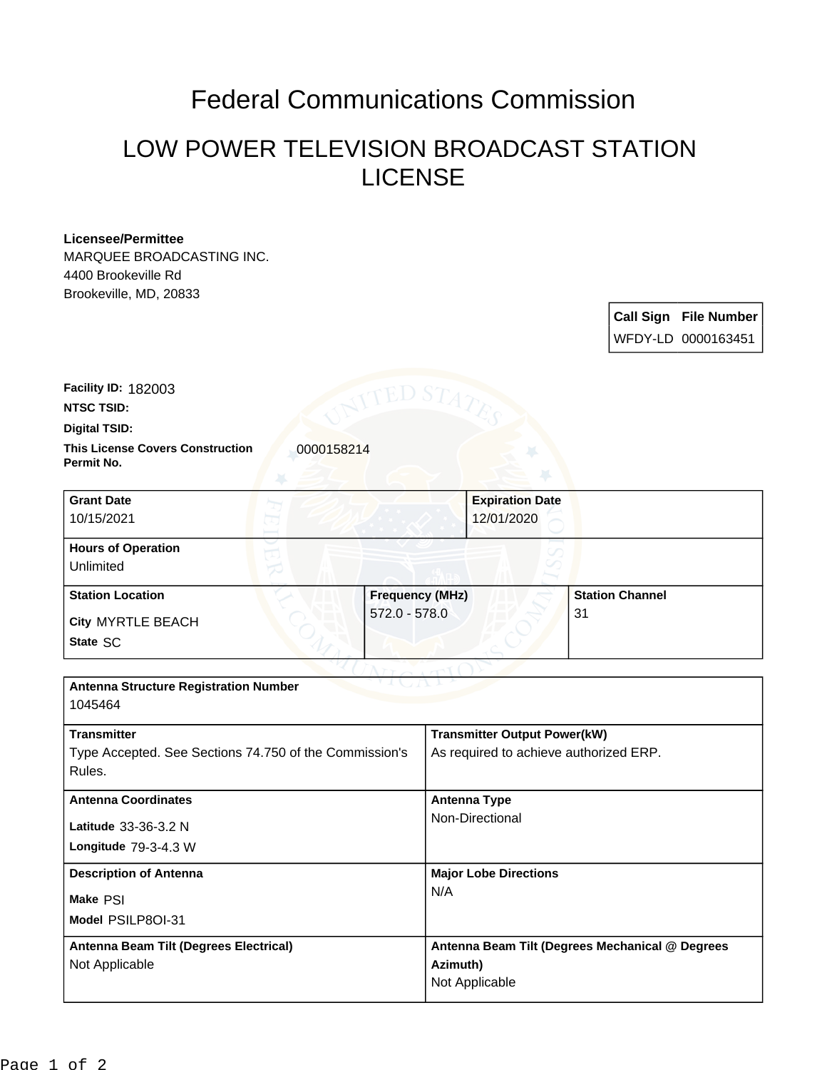# Federal Communications Commission

## LOW POWER TELEVISION BROADCAST STATION LICENSE

**Licensee/Permittee**
MARQUEE BROADCASTING INC.
4400 Brookeville Rd
Brookeville, MD, 20833

| Call Sign | File Number |
|---|---|
| WFDY-LD | 0000163451 |

**Facility ID:** 182003
**NTSC TSID:**
**Digital TSID:**
**This License Covers Construction Permit No.** 0000158214

| Grant Date | Expiration Date |
|---|---|
| 10/15/2021 | 12/01/2020 |

**Hours of Operation**
Unlimited

| Station Location | Frequency (MHz) | Station Channel |
|---|---|---|
| City MYRTLE BEACH<br>State SC | 572.0 - 578.0 | 31 |

**Antenna Structure Registration Number**
1045464

| Transmitter | Transmitter Output Power(kW) |
|---|---|
| Type Accepted. See Sections 74.750 of the Commission's Rules. | As required to achieve authorized ERP. |

| Antenna Coordinates | Antenna Type |
|---|---|
| Latitude 33-36-3.2 N<br>Longitude 79-3-4.3 W | Non-Directional |

| Description of Antenna | Major Lobe Directions |
|---|---|
| Make PSI<br>Model PSILP8OI-31 | N/A |

| Antenna Beam Tilt (Degrees Electrical) | Antenna Beam Tilt (Degrees Mechanical @ Degrees Azimuth) |
|---|---|
| Not Applicable | Not Applicable |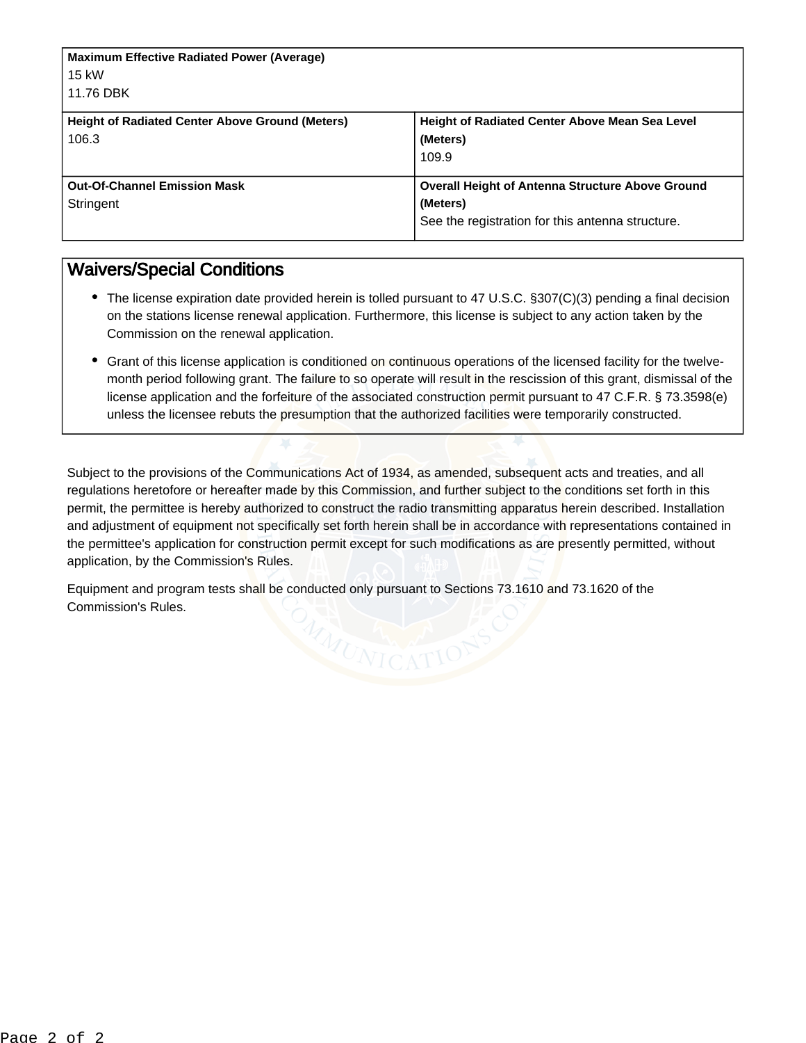| | |
|---|---|
| **Maximum Effective Radiated Power (Average)**<br>15 kW<br>11.76 DBK | |
| **Height of Radiated Center Above Ground (Meters)**<br>106.3 | **Height of Radiated Center Above Mean Sea Level (Meters)**<br>109.9 |
| **Out-Of-Channel Emission Mask**<br>Stringent | **Overall Height of Antenna Structure Above Ground (Meters)**<br>See the registration for this antenna structure. |

## Waivers/Special Conditions

- The license expiration date provided herein is tolled pursuant to 47 U.S.C. §307(C)(3) pending a final decision on the stations license renewal application. Furthermore, this license is subject to any action taken by the Commission on the renewal application.
- Grant of this license application is conditioned on continuous operations of the licensed facility for the twelve-month period following grant. The failure to so operate will result in the rescission of this grant, dismissal of the license application and the forfeiture of the associated construction permit pursuant to 47 C.F.R. § 73.3598(e) unless the licensee rebuts the presumption that the authorized facilities were temporarily constructed.

Subject to the provisions of the Communications Act of 1934, as amended, subsequent acts and treaties, and all regulations heretofore or hereafter made by this Commission, and further subject to the conditions set forth in this permit, the permittee is hereby authorized to construct the radio transmitting apparatus herein described. Installation and adjustment of equipment not specifically set forth herein shall be in accordance with representations contained in the permittee's application for construction permit except for such modifications as are presently permitted, without application, by the Commission's Rules.

Equipment and program tests shall be conducted only pursuant to Sections 73.1610 and 73.1620 of the Commission's Rules.